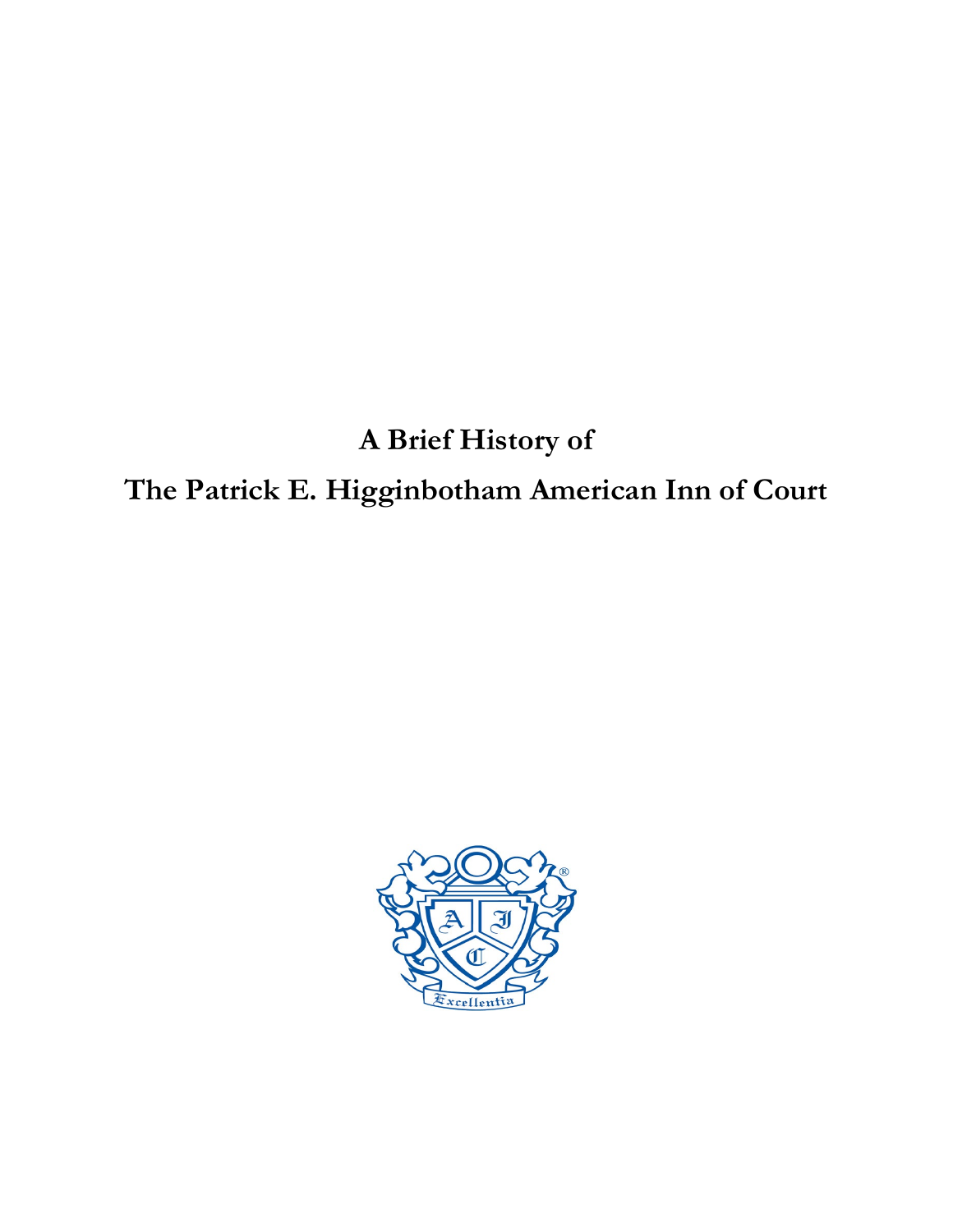# A Brief History of

# The Patrick E. Higginbotham American Inn of Court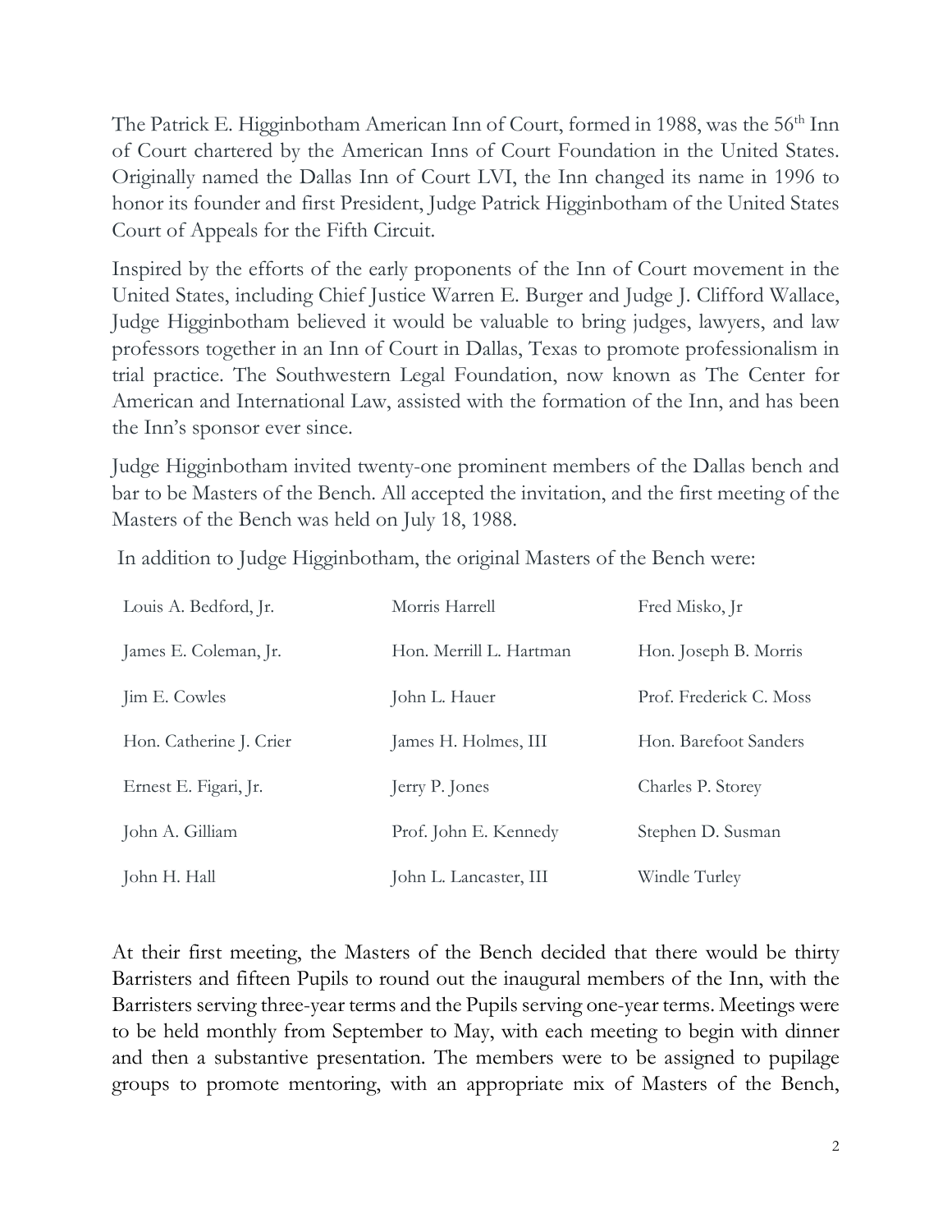The Patrick E. Higginbotham American Inn of Court, formed in 1988, was the 56th Inn of Court chartered by the American Inns of Court Foundation in the United States. Originally named the Dallas Inn of Court LVI, the Inn changed its name in 1996 to honor its founder and first President, Judge Patrick Higginbotham of the United States Court of Appeals for the Fifth Circuit.

Inspired by the efforts of the early proponents of the Inn of Court movement in the United States, including Chief Justice Warren E. Burger and Judge J. Clifford Wallace, Judge Higginbotham believed it would be valuable to bring judges, lawyers, and law professors together in an Inn of Court in Dallas, Texas to promote professionalism in trial practice. The Southwestern Legal Foundation, now known as The Center for American and International Law, assisted with the formation of the Inn, and has been the Inn's sponsor ever since.

Judge Higginbotham invited twenty-one prominent members of the Dallas bench and bar to be Masters of the Bench. All accepted the invitation, and the first meeting of the Masters of the Bench was held on July 18, 1988.

In addition to Judge Higginbotham, the original Masters of the Bench were:

| | | |
|---|---|---|
| Louis A. Bedford, Jr. | Morris Harrell | Fred Misko, Jr |
| James E. Coleman, Jr. | Hon. Merrill L. Hartman | Hon. Joseph B. Morris |
| Jim E. Cowles | John L. Hauer | Prof. Frederick C. Moss |
| Hon. Catherine J. Crier | James H. Holmes, III | Hon. Barefoot Sanders |
| Ernest E. Figari, Jr. | Jerry P. Jones | Charles P. Storey |
| John A. Gilliam | Prof. John E. Kennedy | Stephen D. Susman |
| John H. Hall | John L. Lancaster, III | Windle Turley |

At their first meeting, the Masters of the Bench decided that there would be thirty Barristers and fifteen Pupils to round out the inaugural members of the Inn, with the Barristers serving three-year terms and the Pupils serving one-year terms. Meetings were to be held monthly from September to May, with each meeting to begin with dinner and then a substantive presentation. The members were to be assigned to pupilage groups to promote mentoring, with an appropriate mix of Masters of the Bench,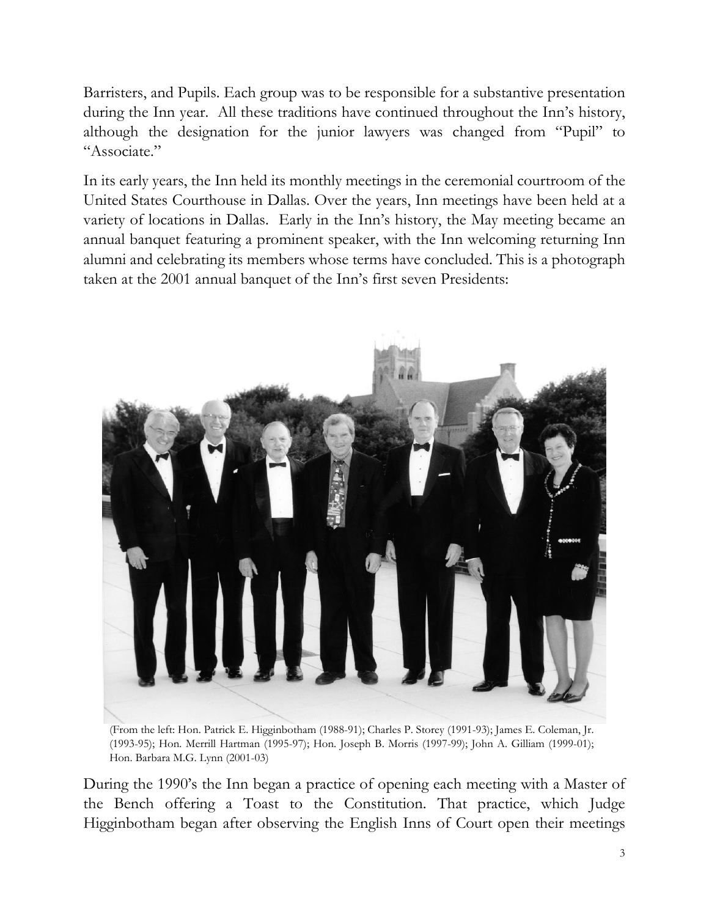Barristers, and Pupils. Each group was to be responsible for a substantive presentation during the Inn year. All these traditions have continued throughout the Inn's history, although the designation for the junior lawyers was changed from "Pupil" to "Associate."

In its early years, the Inn held its monthly meetings in the ceremonial courtroom of the United States Courthouse in Dallas. Over the years, Inn meetings have been held at a variety of locations in Dallas. Early in the Inn's history, the May meeting became an annual banquet featuring a prominent speaker, with the Inn welcoming returning Inn alumni and celebrating its members whose terms have concluded. This is a photograph taken at the 2001 annual banquet of the Inn's first seven Presidents:

(From the left: Hon. Patrick E. Higginbotham (1988-91); Charles P. Storey (1991-93); James E. Coleman, Jr. (1993-95); Hon. Merrill Hartman (1995-97); Hon. Joseph B. Morris (1997-99); John A. Gilliam (1999-01); Hon. Barbara M.G. Lynn (2001-03)

During the 1990's the Inn began a practice of opening each meeting with a Master of the Bench offering a Toast to the Constitution. That practice, which Judge Higginbotham began after observing the English Inns of Court open their meetings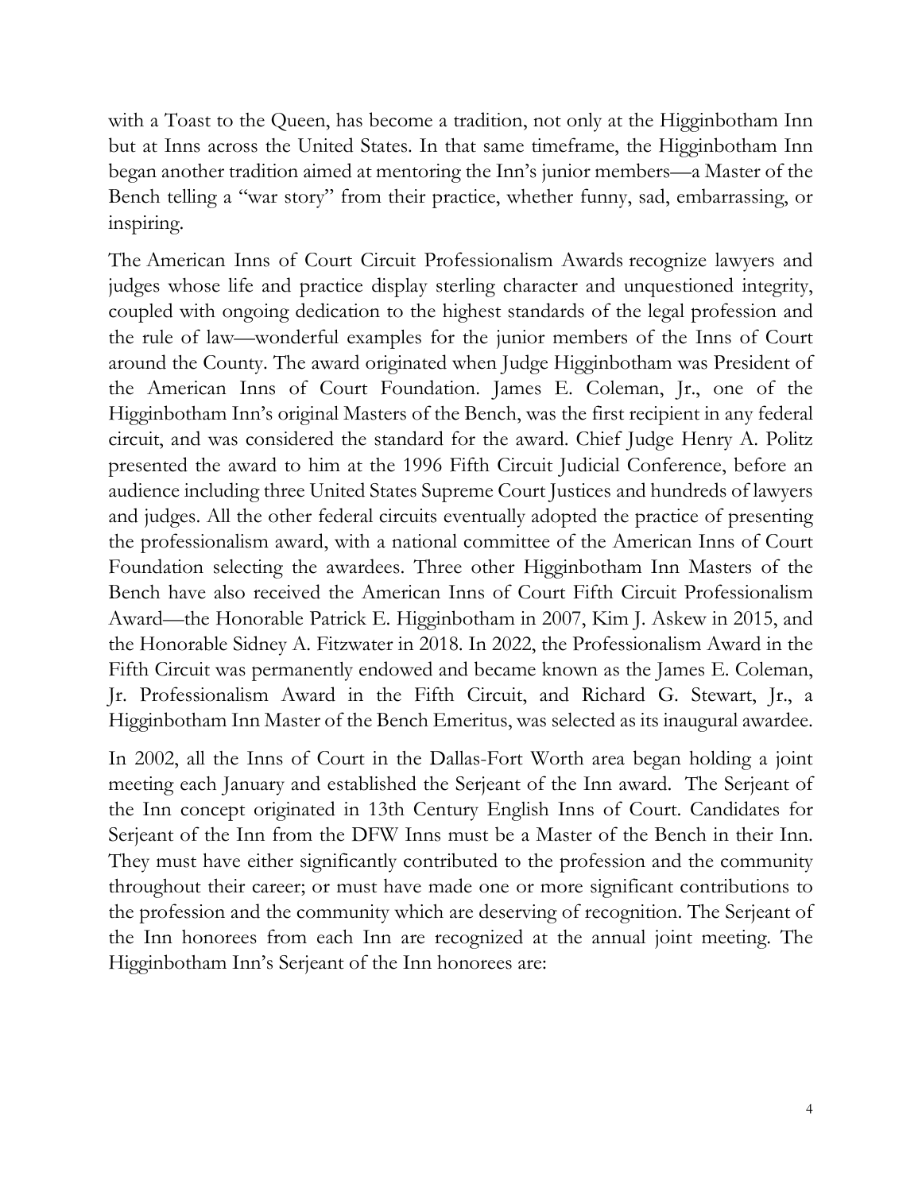with a Toast to the Queen, has become a tradition, not only at the Higginbotham Inn but at Inns across the United States. In that same timeframe, the Higginbotham Inn began another tradition aimed at mentoring the Inn's junior members—a Master of the Bench telling a "war story" from their practice, whether funny, sad, embarrassing, or inspiring.

The American Inns of Court Circuit Professionalism Awards recognize lawyers and judges whose life and practice display sterling character and unquestioned integrity, coupled with ongoing dedication to the highest standards of the legal profession and the rule of law—wonderful examples for the junior members of the Inns of Court around the County. The award originated when Judge Higginbotham was President of the American Inns of Court Foundation. James E. Coleman, Jr., one of the Higginbotham Inn's original Masters of the Bench, was the first recipient in any federal circuit, and was considered the standard for the award. Chief Judge Henry A. Politz presented the award to him at the 1996 Fifth Circuit Judicial Conference, before an audience including three United States Supreme Court Justices and hundreds of lawyers and judges. All the other federal circuits eventually adopted the practice of presenting the professionalism award, with a national committee of the American Inns of Court Foundation selecting the awardees. Three other Higginbotham Inn Masters of the Bench have also received the American Inns of Court Fifth Circuit Professionalism Award—the Honorable Patrick E. Higginbotham in 2007, Kim J. Askew in 2015, and the Honorable Sidney A. Fitzwater in 2018. In 2022, the Professionalism Award in the Fifth Circuit was permanently endowed and became known as the James E. Coleman, Jr. Professionalism Award in the Fifth Circuit, and Richard G. Stewart, Jr., a Higginbotham Inn Master of the Bench Emeritus, was selected as its inaugural awardee.

In 2002, all the Inns of Court in the Dallas-Fort Worth area began holding a joint meeting each January and established the Serjeant of the Inn award. The Serjeant of the Inn concept originated in 13th Century English Inns of Court. Candidates for Serjeant of the Inn from the DFW Inns must be a Master of the Bench in their Inn. They must have either significantly contributed to the profession and the community throughout their career; or must have made one or more significant contributions to the profession and the community which are deserving of recognition. The Serjeant of the Inn honorees from each Inn are recognized at the annual joint meeting. The Higginbotham Inn's Serjeant of the Inn honorees are: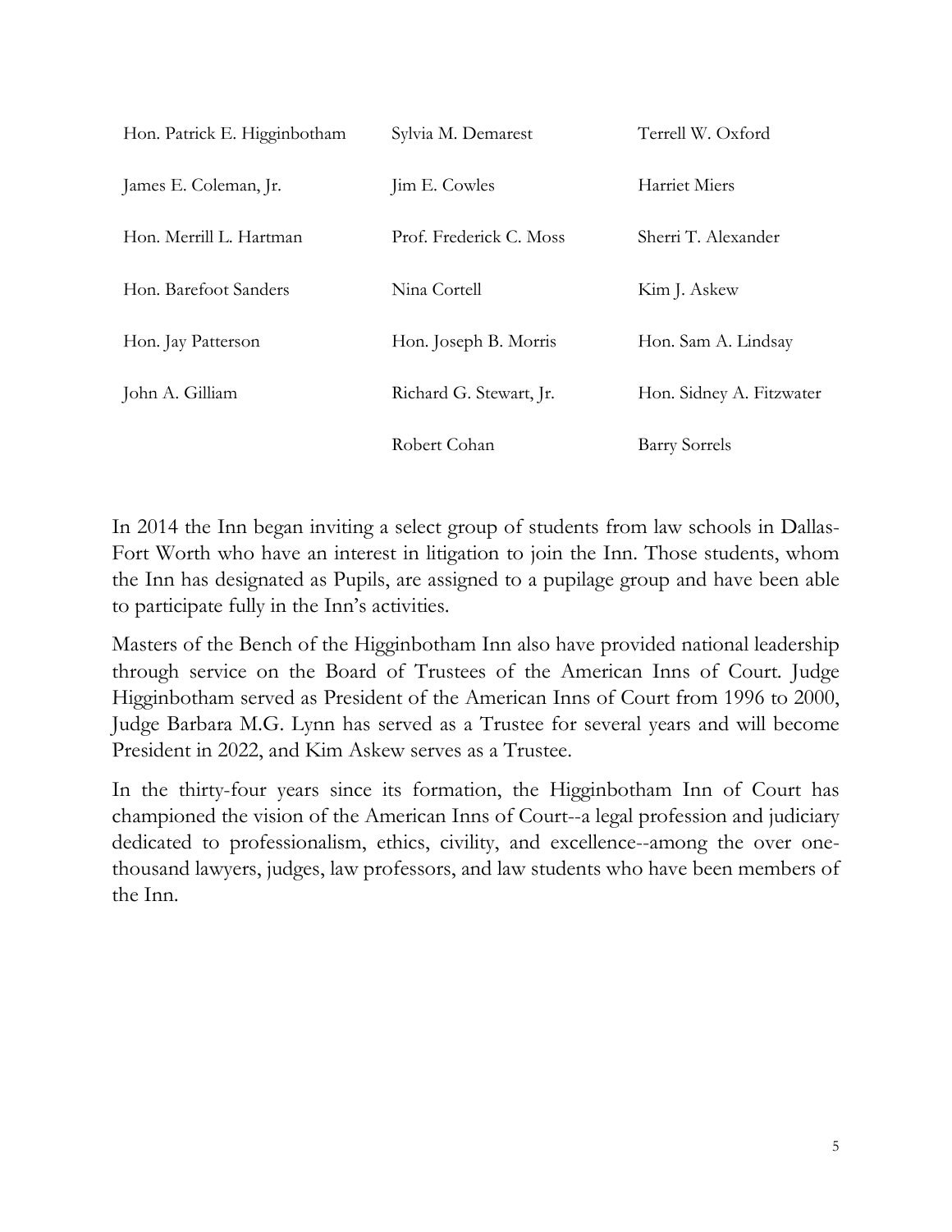| | | |
|---|---|---|
| Hon. Patrick E. Higginbotham | Sylvia M. Demarest | Terrell W. Oxford |
| James E. Coleman, Jr. | Jim E. Cowles | Harriet Miers |
| Hon. Merrill L. Hartman | Prof. Frederick C. Moss | Sherri T. Alexander |
| Hon. Barefoot Sanders | Nina Cortell | Kim J. Askew |
| Hon. Jay Patterson | Hon. Joseph B. Morris | Hon. Sam A. Lindsay |
| John A. Gilliam | Richard G. Stewart, Jr. | Hon. Sidney A. Fitzwater |
| | Robert Cohan | Barry Sorrels |

In 2014 the Inn began inviting a select group of students from law schools in Dallas-Fort Worth who have an interest in litigation to join the Inn. Those students, whom the Inn has designated as Pupils, are assigned to a pupilage group and have been able to participate fully in the Inn's activities.

Masters of the Bench of the Higginbotham Inn also have provided national leadership through service on the Board of Trustees of the American Inns of Court. Judge Higginbotham served as President of the American Inns of Court from 1996 to 2000, Judge Barbara M.G. Lynn has served as a Trustee for several years and will become President in 2022, and Kim Askew serves as a Trustee.

In the thirty-four years since its formation, the Higginbotham Inn of Court has championed the vision of the American Inns of Court--a legal profession and judiciary dedicated to professionalism, ethics, civility, and excellence--among the over one-thousand lawyers, judges, law professors, and law students who have been members of the Inn.